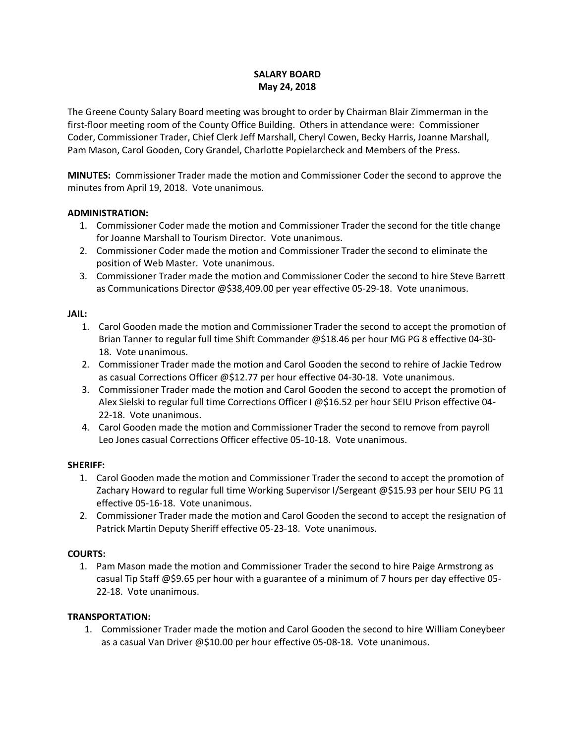# SALARY BOARD
## May 24, 2018

The Greene County Salary Board meeting was brought to order by Chairman Blair Zimmerman in the first-floor meeting room of the County Office Building. Others in attendance were: Commissioner Coder, Commissioner Trader, Chief Clerk Jeff Marshall, Cheryl Cowen, Becky Harris, Joanne Marshall, Pam Mason, Carol Gooden, Cory Grandel, Charlotte Popielarcheck and Members of the Press.

**MINUTES:** Commissioner Trader made the motion and Commissioner Coder the second to approve the minutes from April 19, 2018. Vote unanimous.

**ADMINISTRATION:**

1. Commissioner Coder made the motion and Commissioner Trader the second for the title change for Joanne Marshall to Tourism Director. Vote unanimous.
2. Commissioner Coder made the motion and Commissioner Trader the second to eliminate the position of Web Master. Vote unanimous.
3. Commissioner Trader made the motion and Commissioner Coder the second to hire Steve Barrett as Communications Director @$38,409.00 per year effective 05-29-18. Vote unanimous.

**JAIL:**

1. Carol Gooden made the motion and Commissioner Trader the second to accept the promotion of Brian Tanner to regular full time Shift Commander @$18.46 per hour MG PG 8 effective 04-30-18. Vote unanimous.
2. Commissioner Trader made the motion and Carol Gooden the second to rehire of Jackie Tedrow as casual Corrections Officer @$12.77 per hour effective 04-30-18. Vote unanimous.
3. Commissioner Trader made the motion and Carol Gooden the second to accept the promotion of Alex Sielski to regular full time Corrections Officer I @$16.52 per hour SEIU Prison effective 04-22-18. Vote unanimous.
4. Carol Gooden made the motion and Commissioner Trader the second to remove from payroll Leo Jones casual Corrections Officer effective 05-10-18. Vote unanimous.

**SHERIFF:**

1. Carol Gooden made the motion and Commissioner Trader the second to accept the promotion of Zachary Howard to regular full time Working Supervisor I/Sergeant @$15.93 per hour SEIU PG 11 effective 05-16-18. Vote unanimous.
2. Commissioner Trader made the motion and Carol Gooden the second to accept the resignation of Patrick Martin Deputy Sheriff effective 05-23-18. Vote unanimous.

**COURTS:**

1. Pam Mason made the motion and Commissioner Trader the second to hire Paige Armstrong as casual Tip Staff @$9.65 per hour with a guarantee of a minimum of 7 hours per day effective 05-22-18. Vote unanimous.

**TRANSPORTATION:**

1. Commissioner Trader made the motion and Carol Gooden the second to hire William Coneybeer as a casual Van Driver @$10.00 per hour effective 05-08-18. Vote unanimous.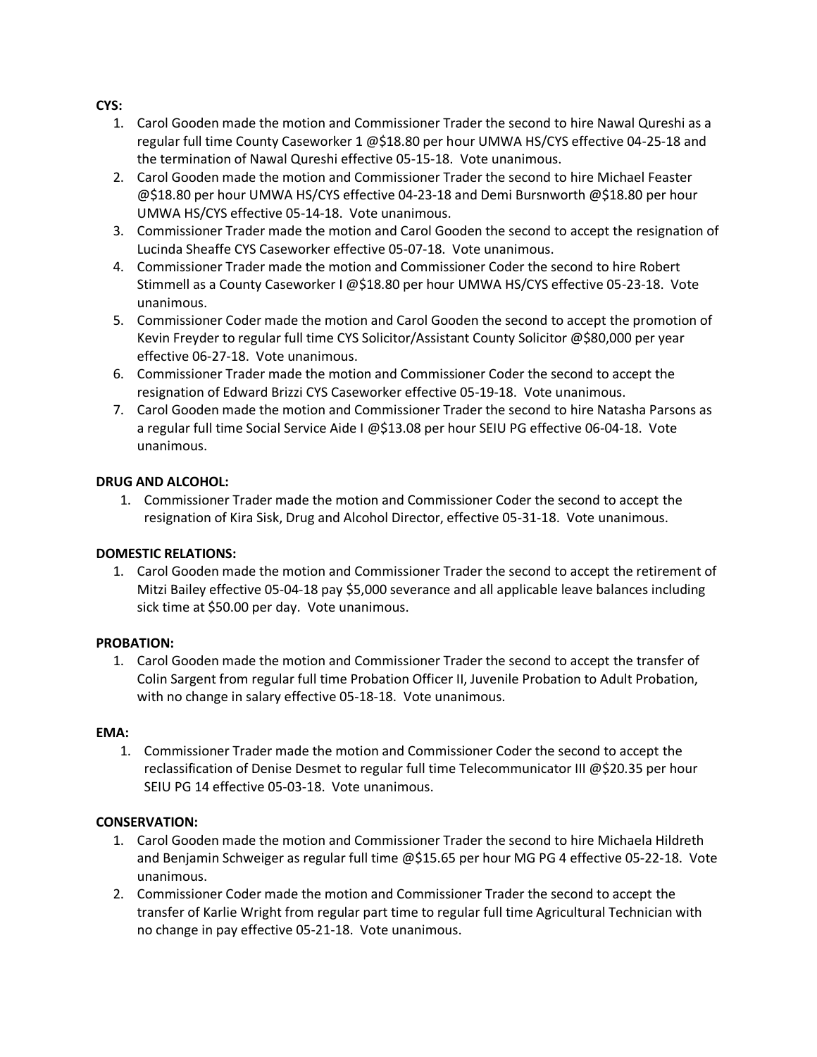**CYS:**

1. Carol Gooden made the motion and Commissioner Trader the second to hire Nawal Qureshi as a regular full time County Caseworker 1 @$18.80 per hour UMWA HS/CYS effective 04-25-18 and the termination of Nawal Qureshi effective 05-15-18. Vote unanimous.
2. Carol Gooden made the motion and Commissioner Trader the second to hire Michael Feaster @$18.80 per hour UMWA HS/CYS effective 04-23-18 and Demi Bursnworth @$18.80 per hour UMWA HS/CYS effective 05-14-18. Vote unanimous.
3. Commissioner Trader made the motion and Carol Gooden the second to accept the resignation of Lucinda Sheaffe CYS Caseworker effective 05-07-18. Vote unanimous.
4. Commissioner Trader made the motion and Commissioner Coder the second to hire Robert Stimmell as a County Caseworker I @$18.80 per hour UMWA HS/CYS effective 05-23-18. Vote unanimous.
5. Commissioner Coder made the motion and Carol Gooden the second to accept the promotion of Kevin Freyder to regular full time CYS Solicitor/Assistant County Solicitor @$80,000 per year effective 06-27-18. Vote unanimous.
6. Commissioner Trader made the motion and Commissioner Coder the second to accept the resignation of Edward Brizzi CYS Caseworker effective 05-19-18. Vote unanimous.
7. Carol Gooden made the motion and Commissioner Trader the second to hire Natasha Parsons as a regular full time Social Service Aide I @$13.08 per hour SEIU PG effective 06-04-18. Vote unanimous.

**DRUG AND ALCOHOL:**

1. Commissioner Trader made the motion and Commissioner Coder the second to accept the resignation of Kira Sisk, Drug and Alcohol Director, effective 05-31-18. Vote unanimous.

**DOMESTIC RELATIONS:**

1. Carol Gooden made the motion and Commissioner Trader the second to accept the retirement of Mitzi Bailey effective 05-04-18 pay $5,000 severance and all applicable leave balances including sick time at $50.00 per day. Vote unanimous.

**PROBATION:**

1. Carol Gooden made the motion and Commissioner Trader the second to accept the transfer of Colin Sargent from regular full time Probation Officer II, Juvenile Probation to Adult Probation, with no change in salary effective 05-18-18. Vote unanimous.

**EMA:**

1. Commissioner Trader made the motion and Commissioner Coder the second to accept the reclassification of Denise Desmet to regular full time Telecommunicator III @$20.35 per hour SEIU PG 14 effective 05-03-18. Vote unanimous.

**CONSERVATION:**

1. Carol Gooden made the motion and Commissioner Trader the second to hire Michaela Hildreth and Benjamin Schweiger as regular full time @$15.65 per hour MG PG 4 effective 05-22-18. Vote unanimous.
2. Commissioner Coder made the motion and Commissioner Trader the second to accept the transfer of Karlie Wright from regular part time to regular full time Agricultural Technician with no change in pay effective 05-21-18. Vote unanimous.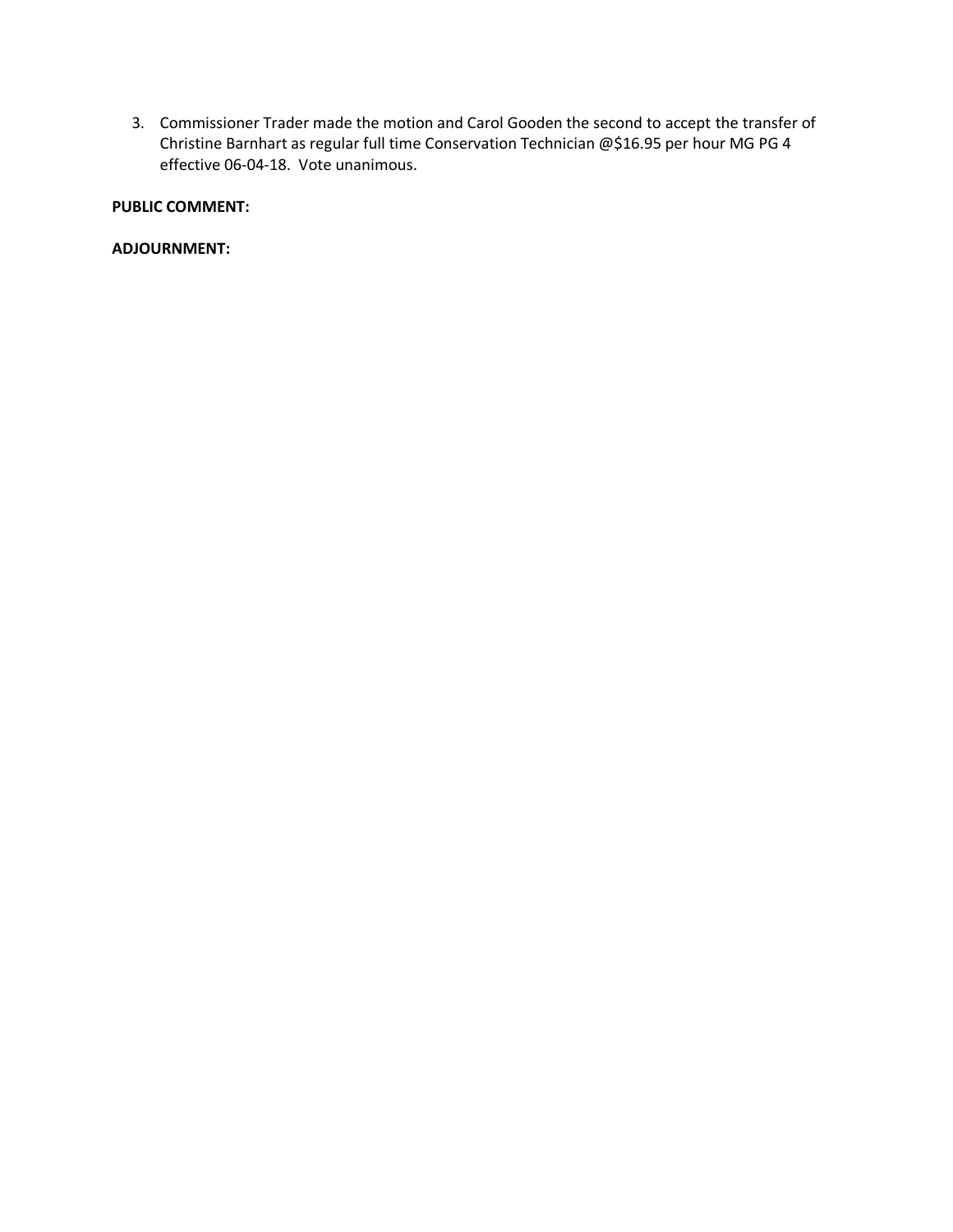3. Commissioner Trader made the motion and Carol Gooden the second to accept the transfer of Christine Barnhart as regular full time Conservation Technician @$16.95 per hour MG PG 4 effective 06-04-18. Vote unanimous.

**PUBLIC COMMENT:**

**ADJOURNMENT:**